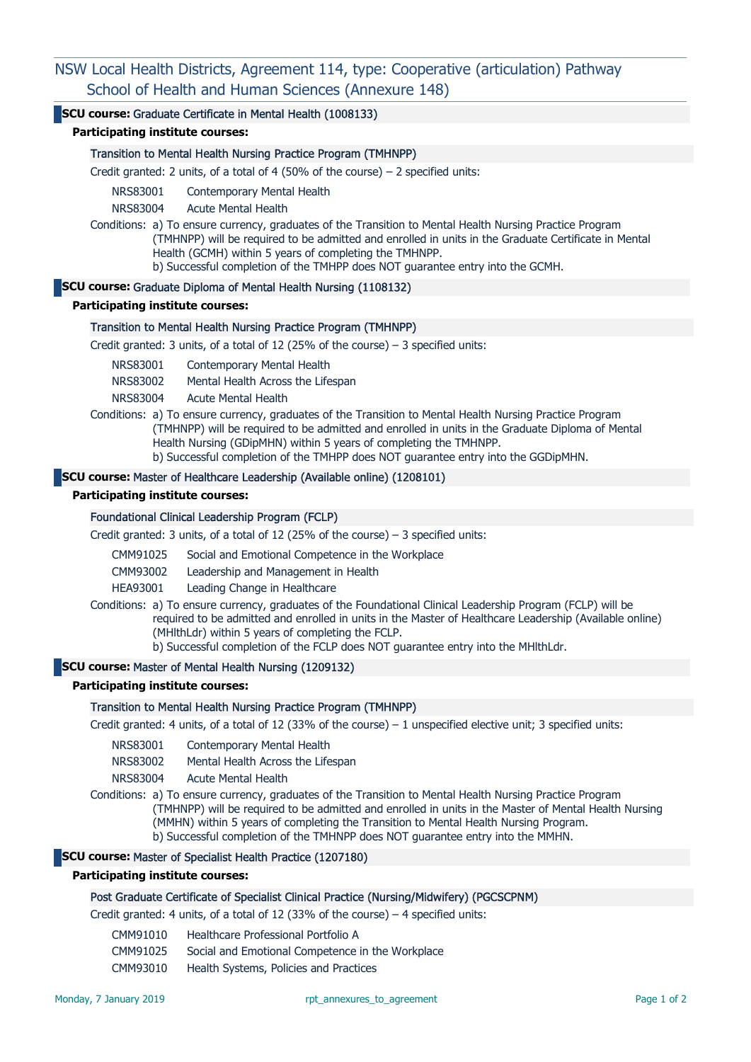# NSW Local Health Districts, Agreement 114, type: Cooperative (articulation) Pathway
## School of Health and Human Sciences (Annexure 148)

### SCU course: Graduate Certificate in Mental Health (1008133)

**Participating institute courses:**

Transition to Mental Health Nursing Practice Program (TMHNPP)

Credit granted: 2 units, of a total of 4 (50% of the course) – 2 specified units:

| | |
|---|---|
| NRS83001 | Contemporary Mental Health |
| NRS83004 | Acute Mental Health |

Conditions: a) To ensure currency, graduates of the Transition to Mental Health Nursing Practice Program (TMHNPP) will be required to be admitted and enrolled in units in the Graduate Certificate in Mental Health (GCMH) within 5 years of completing the TMHNPP.
b) Successful completion of the TMHPP does NOT guarantee entry into the GCMH.

### SCU course: Graduate Diploma of Mental Health Nursing (1108132)

**Participating institute courses:**

Transition to Mental Health Nursing Practice Program (TMHNPP)

Credit granted: 3 units, of a total of 12 (25% of the course) – 3 specified units:

| | |
|---|---|
| NRS83001 | Contemporary Mental Health |
| NRS83002 | Mental Health Across the Lifespan |
| NRS83004 | Acute Mental Health |

Conditions: a) To ensure currency, graduates of the Transition to Mental Health Nursing Practice Program (TMHNPP) will be required to be admitted and enrolled in units in the Graduate Diploma of Mental Health Nursing (GDipMHN) within 5 years of completing the TMHNPP.
b) Successful completion of the TMHPP does NOT guarantee entry into the GGDipMHN.

### SCU course: Master of Healthcare Leadership (Available online) (1208101)

**Participating institute courses:**

Foundational Clinical Leadership Program (FCLP)

Credit granted: 3 units, of a total of 12 (25% of the course) – 3 specified units:

| | |
|---|---|
| CMM91025 | Social and Emotional Competence in the Workplace |
| CMM93002 | Leadership and Management in Health |
| HEA93001 | Leading Change in Healthcare |

Conditions: a) To ensure currency, graduates of the Foundational Clinical Leadership Program (FCLP) will be required to be admitted and enrolled in units in the Master of Healthcare Leadership (Available online) (MHlthLdr) within 5 years of completing the FCLP.
b) Successful completion of the FCLP does NOT guarantee entry into the MHlthLdr.

### SCU course: Master of Mental Health Nursing (1209132)

**Participating institute courses:**

Transition to Mental Health Nursing Practice Program (TMHNPP)

Credit granted: 4 units, of a total of 12 (33% of the course) – 1 unspecified elective unit; 3 specified units:

| | |
|---|---|
| NRS83001 | Contemporary Mental Health |
| NRS83002 | Mental Health Across the Lifespan |
| NRS83004 | Acute Mental Health |

Conditions: a) To ensure currency, graduates of the Transition to Mental Health Nursing Practice Program (TMHNPP) will be required to be admitted and enrolled in units in the Master of Mental Health Nursing (MMHN) within 5 years of completing the Transition to Mental Health Nursing Program.
b) Successful completion of the TMHNPP does NOT guarantee entry into the MMHN.

### SCU course: Master of Specialist Health Practice (1207180)

**Participating institute courses:**

Post Graduate Certificate of Specialist Clinical Practice (Nursing/Midwifery) (PGCSCPNM)

Credit granted: 4 units, of a total of 12 (33% of the course) – 4 specified units:

| | |
|---|---|
| CMM91010 | Healthcare Professional Portfolio A |
| CMM91025 | Social and Emotional Competence in the Workplace |
| CMM93010 | Health Systems, Policies and Practices |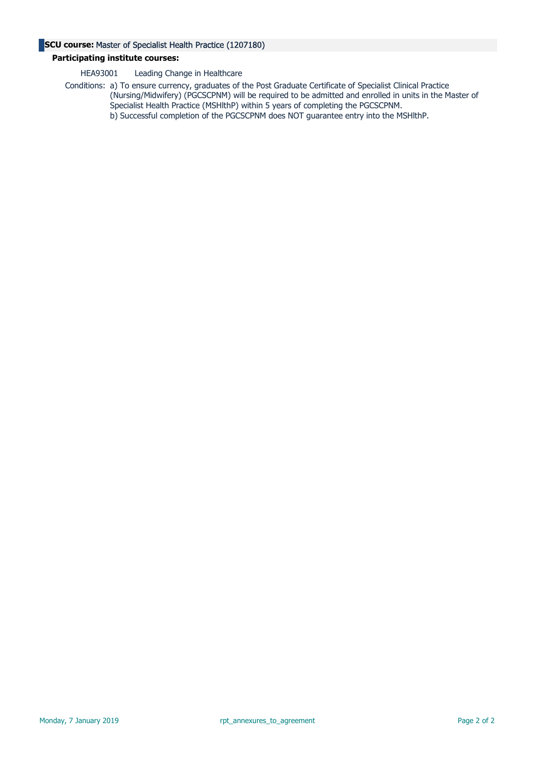**SCU course:** Master of Specialist Health Practice (1207180)

**Participating institute courses:**

HEA93001 Leading Change in Healthcare

Conditions: a) To ensure currency, graduates of the Post Graduate Certificate of Specialist Clinical Practice (Nursing/Midwifery) (PGCSCPNM) will be required to be admitted and enrolled in units in the Master of Specialist Health Practice (MSHlthP) within 5 years of completing the PGCSCPNM.
b) Successful completion of the PGCSCPNM does NOT guarantee entry into the MSHlthP.